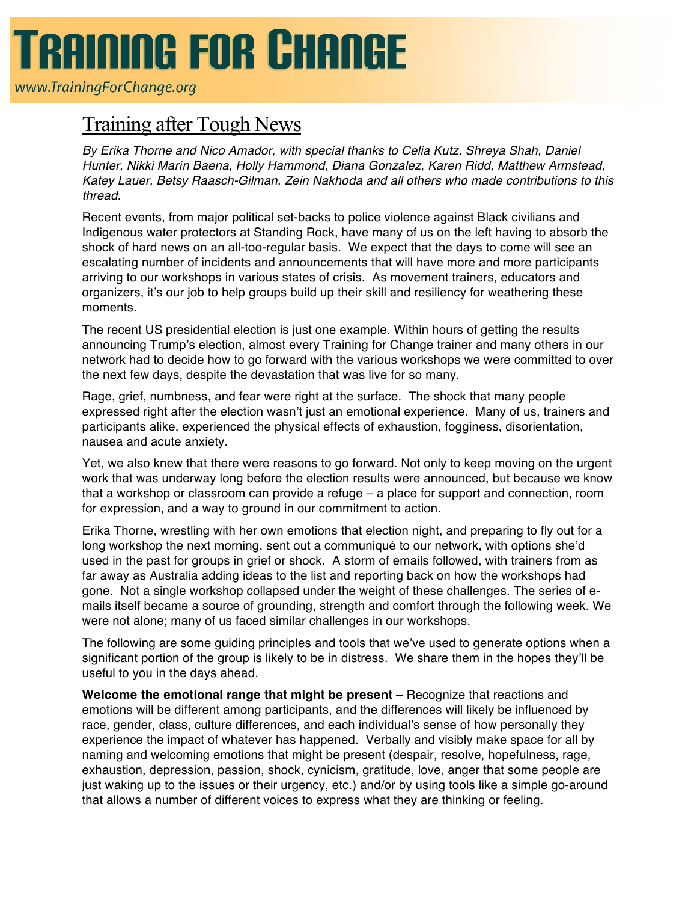# Training for Change

www.TrainingForChange.org

## Training after Tough News

*By Erika Thorne and Nico Amador, with special thanks to Celia Kutz, Shreya Shah, Daniel Hunter, Nikki Marín Baena, Holly Hammond, Diana Gonzalez, Karen Ridd, Matthew Armstead, Katey Lauer, Betsy Raasch-Gilman, Zein Nakhoda and all others who made contributions to this thread.*

Recent events, from major political set-backs to police violence against Black civilians and Indigenous water protectors at Standing Rock, have many of us on the left having to absorb the shock of hard news on an all-too-regular basis. We expect that the days to come will see an escalating number of incidents and announcements that will have more and more participants arriving to our workshops in various states of crisis. As movement trainers, educators and organizers, it's our job to help groups build up their skill and resiliency for weathering these moments.

The recent US presidential election is just one example. Within hours of getting the results announcing Trump's election, almost every Training for Change trainer and many others in our network had to decide how to go forward with the various workshops we were committed to over the next few days, despite the devastation that was live for so many.

Rage, grief, numbness, and fear were right at the surface. The shock that many people expressed right after the election wasn't just an emotional experience. Many of us, trainers and participants alike, experienced the physical effects of exhaustion, fogginess, disorientation, nausea and acute anxiety.

Yet, we also knew that there were reasons to go forward. Not only to keep moving on the urgent work that was underway long before the election results were announced, but because we know that a workshop or classroom can provide a refuge – a place for support and connection, room for expression, and a way to ground in our commitment to action.

Erika Thorne, wrestling with her own emotions that election night, and preparing to fly out for a long workshop the next morning, sent out a communiqué to our network, with options she'd used in the past for groups in grief or shock. A storm of emails followed, with trainers from as far away as Australia adding ideas to the list and reporting back on how the workshops had gone. Not a single workshop collapsed under the weight of these challenges. The series of e-mails itself became a source of grounding, strength and comfort through the following week. We were not alone; many of us faced similar challenges in our workshops.

The following are some guiding principles and tools that we've used to generate options when a significant portion of the group is likely to be in distress. We share them in the hopes they'll be useful to you in the days ahead.

**Welcome the emotional range that might be present** – Recognize that reactions and emotions will be different among participants, and the differences will likely be influenced by race, gender, class, culture differences, and each individual's sense of how personally they experience the impact of whatever has happened. Verbally and visibly make space for all by naming and welcoming emotions that might be present (despair, resolve, hopefulness, rage, exhaustion, depression, passion, shock, cynicism, gratitude, love, anger that some people are just waking up to the issues or their urgency, etc.) and/or by using tools like a simple go-around that allows a number of different voices to express what they are thinking or feeling.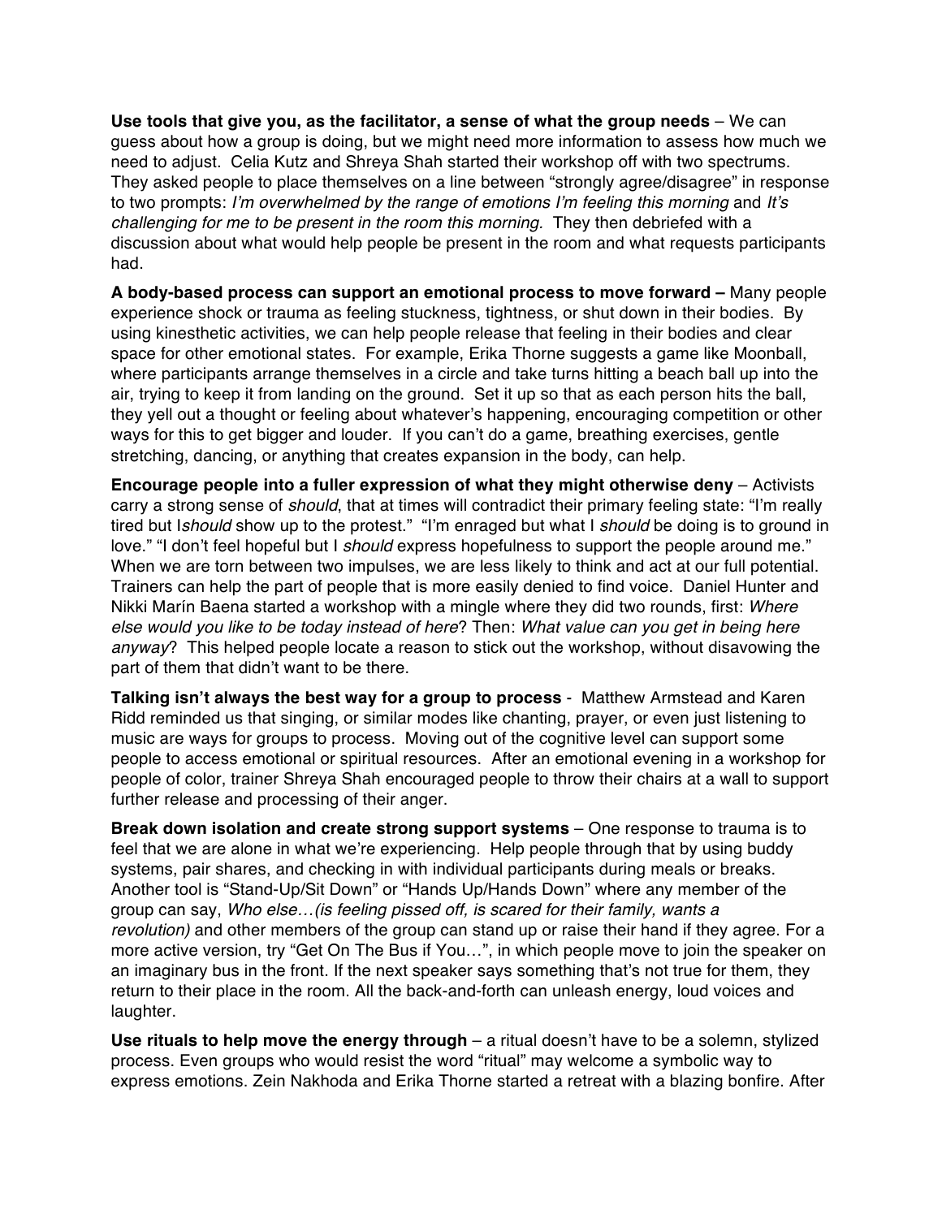**Use tools that give you, as the facilitator, a sense of what the group needs** – We can guess about how a group is doing, but we might need more information to assess how much we need to adjust. Celia Kutz and Shreya Shah started their workshop off with two spectrums. They asked people to place themselves on a line between "strongly agree/disagree" in response to two prompts: *I'm overwhelmed by the range of emotions I'm feeling this morning* and *It's challenging for me to be present in the room this morning.* They then debriefed with a discussion about what would help people be present in the room and what requests participants had.

**A body-based process can support an emotional process to move forward –** Many people experience shock or trauma as feeling stuckness, tightness, or shut down in their bodies. By using kinesthetic activities, we can help people release that feeling in their bodies and clear space for other emotional states. For example, Erika Thorne suggests a game like Moonball, where participants arrange themselves in a circle and take turns hitting a beach ball up into the air, trying to keep it from landing on the ground. Set it up so that as each person hits the ball, they yell out a thought or feeling about whatever's happening, encouraging competition or other ways for this to get bigger and louder. If you can't do a game, breathing exercises, gentle stretching, dancing, or anything that creates expansion in the body, can help.

**Encourage people into a fuller expression of what they might otherwise deny** – Activists carry a strong sense of *should*, that at times will contradict their primary feeling state: "I'm really tired but I*should* show up to the protest." "I'm enraged but what I *should* be doing is to ground in love." "I don't feel hopeful but I *should* express hopefulness to support the people around me." When we are torn between two impulses, we are less likely to think and act at our full potential. Trainers can help the part of people that is more easily denied to find voice. Daniel Hunter and Nikki Marín Baena started a workshop with a mingle where they did two rounds, first: *Where else would you like to be today instead of here*? Then: *What value can you get in being here anyway*? This helped people locate a reason to stick out the workshop, without disavowing the part of them that didn't want to be there.

**Talking isn't always the best way for a group to process** - Matthew Armstead and Karen Ridd reminded us that singing, or similar modes like chanting, prayer, or even just listening to music are ways for groups to process. Moving out of the cognitive level can support some people to access emotional or spiritual resources. After an emotional evening in a workshop for people of color, trainer Shreya Shah encouraged people to throw their chairs at a wall to support further release and processing of their anger.

**Break down isolation and create strong support systems** – One response to trauma is to feel that we are alone in what we're experiencing. Help people through that by using buddy systems, pair shares, and checking in with individual participants during meals or breaks. Another tool is "Stand-Up/Sit Down" or "Hands Up/Hands Down" where any member of the group can say, *Who else…(is feeling pissed off, is scared for their family, wants a revolution)* and other members of the group can stand up or raise their hand if they agree. For a more active version, try "Get On The Bus if You…", in which people move to join the speaker on an imaginary bus in the front. If the next speaker says something that's not true for them, they return to their place in the room. All the back-and-forth can unleash energy, loud voices and laughter.

**Use rituals to help move the energy through** – a ritual doesn't have to be a solemn, stylized process. Even groups who would resist the word "ritual" may welcome a symbolic way to express emotions. Zein Nakhoda and Erika Thorne started a retreat with a blazing bonfire. After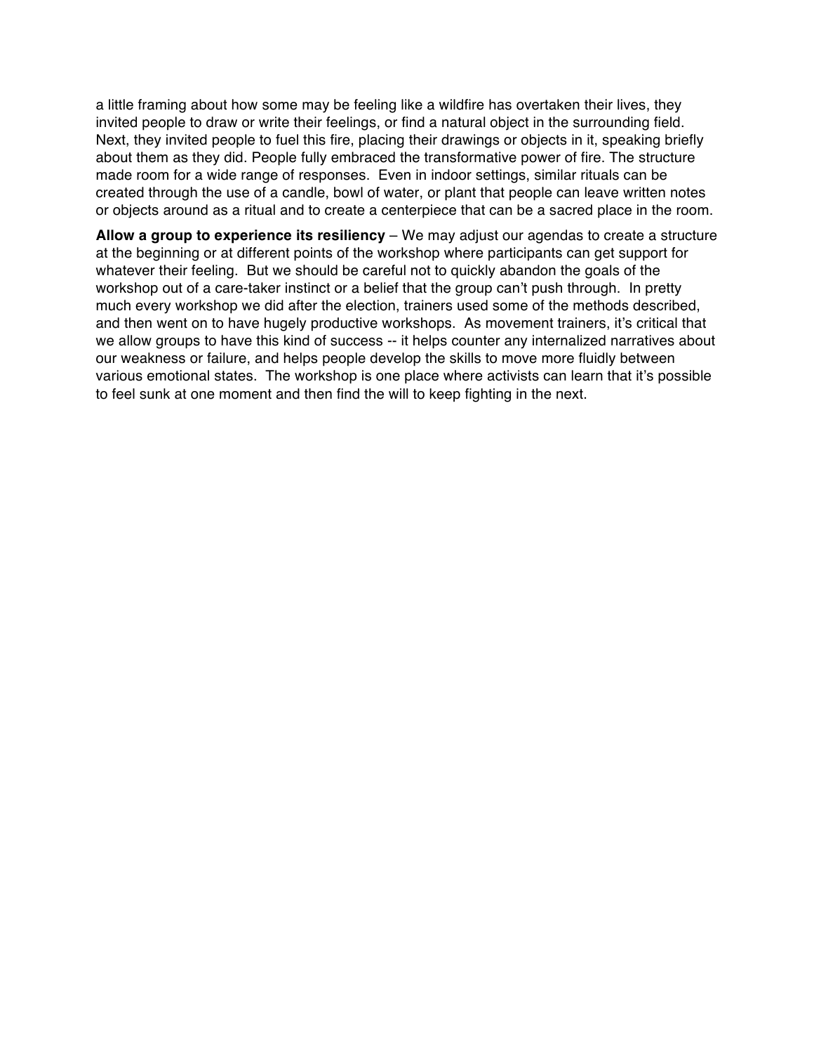a little framing about how some may be feeling like a wildfire has overtaken their lives, they invited people to draw or write their feelings, or find a natural object in the surrounding field. Next, they invited people to fuel this fire, placing their drawings or objects in it, speaking briefly about them as they did. People fully embraced the transformative power of fire. The structure made room for a wide range of responses. Even in indoor settings, similar rituals can be created through the use of a candle, bowl of water, or plant that people can leave written notes or objects around as a ritual and to create a centerpiece that can be a sacred place in the room.

**Allow a group to experience its resiliency** – We may adjust our agendas to create a structure at the beginning or at different points of the workshop where participants can get support for whatever their feeling. But we should be careful not to quickly abandon the goals of the workshop out of a care-taker instinct or a belief that the group can't push through. In pretty much every workshop we did after the election, trainers used some of the methods described, and then went on to have hugely productive workshops. As movement trainers, it's critical that we allow groups to have this kind of success -- it helps counter any internalized narratives about our weakness or failure, and helps people develop the skills to move more fluidly between various emotional states. The workshop is one place where activists can learn that it's possible to feel sunk at one moment and then find the will to keep fighting in the next.